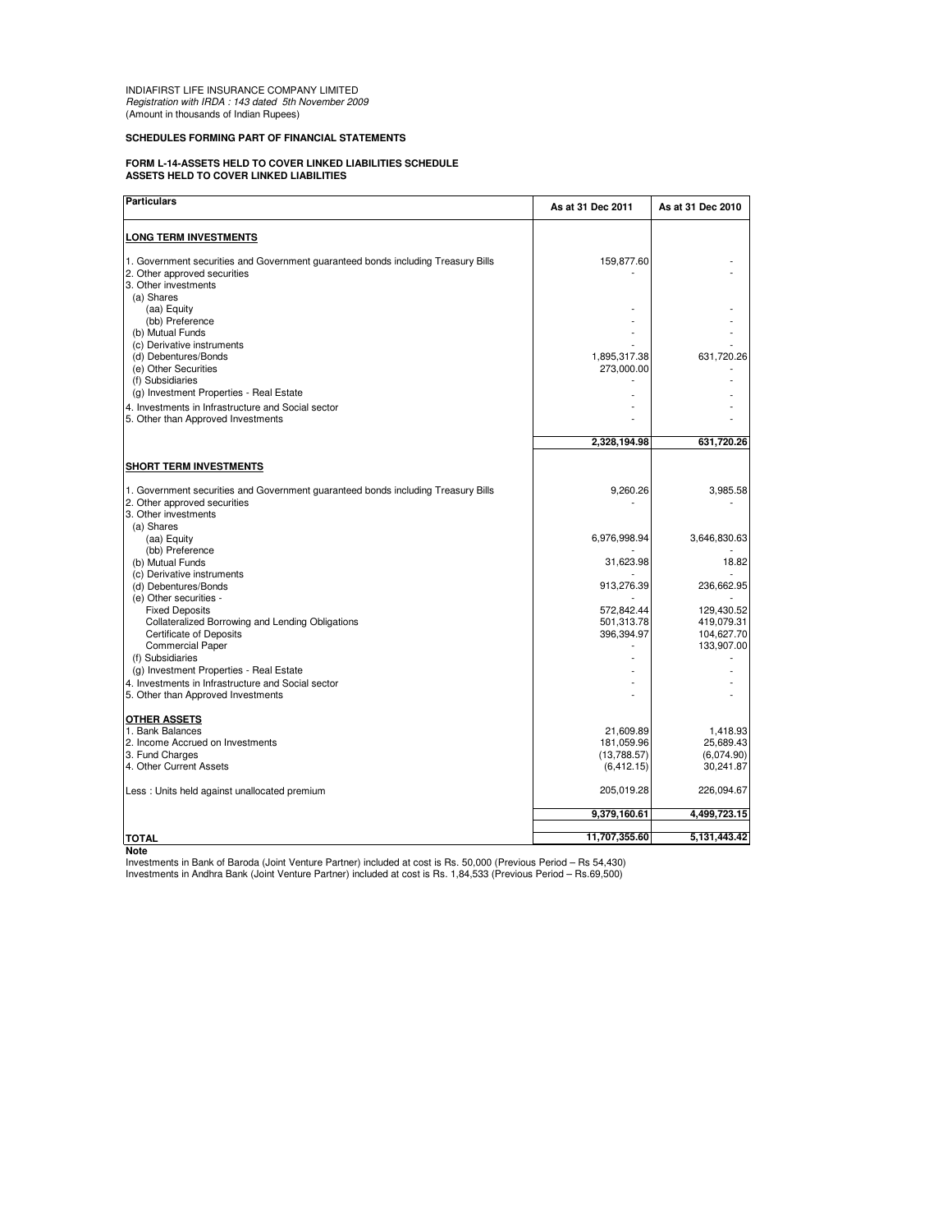INDIAFIRST LIFE INSURANCE COMPANY LIMITED
*Registration with IRDA : 143 dated 5th November 2009*
(Amount in thousands of Indian Rupees)

**SCHEDULES FORMING PART OF FINANCIAL STATEMENTS**

**FORM L-14-ASSETS HELD TO COVER LINKED LIABILITIES SCHEDULE**
**ASSETS HELD TO COVER LINKED LIABILITIES**

| Particulars | As at 31 Dec 2011 | As at 31 Dec 2010 |
|---|---|---|
| **LONG TERM INVESTMENTS** | | |
| 1. Government securities and Government guaranteed bonds including Treasury Bills | 159,877.60 | - |
| 2. Other approved securities | - | - |
| 3. Other investments | | |
| (a) Shares | | |
| (aa) Equity | - | - |
| (bb) Preference | - | - |
| (b) Mutual Funds | - | - |
| (c) Derivative instruments | - | - |
| (d) Debentures/Bonds | 1,895,317.38 | 631,720.26 |
| (e) Other Securities | 273,000.00 | - |
| (f) Subsidiaries | - | - |
| (g) Investment Properties - Real Estate | - | - |
| 4. Investments in Infrastructure and Social sector | - | - |
| 5. Other than Approved Investments | - | - |
| | **2,328,194.98** | **631,720.26** |
| **SHORT TERM INVESTMENTS** | | |
| 1. Government securities and Government guaranteed bonds including Treasury Bills | 9,260.26 | 3,985.58 |
| 2. Other approved securities | - | - |
| 3. Other investments | | |
| (a) Shares | | |
| (aa) Equity | 6,976,998.94 | 3,646,830.63 |
| (bb) Preference | - | - |
| (b) Mutual Funds | 31,623.98 | 18.82 |
| (c) Derivative instruments | - | - |
| (d) Debentures/Bonds | 913,276.39 | 236,662.95 |
| (e) Other securities - | - | - |
| Fixed Deposits | 572,842.44 | 129,430.52 |
| Collateralized Borrowing and Lending Obligations | 501,313.78 | 419,079.31 |
| Certificate of Deposits | 396,394.97 | 104,627.70 |
| Commercial Paper | - | 133,907.00 |
| (f) Subsidiaries | - | - |
| (g) Investment Properties - Real Estate | - | - |
| 4. Investments in Infrastructure and Social sector | - | - |
| 5. Other than Approved Investments | - | - |
| **OTHER ASSETS** | | |
| 1. Bank Balances | 21,609.89 | 1,418.93 |
| 2. Income Accrued on Investments | 181,059.96 | 25,689.43 |
| 3. Fund Charges | (13,788.57) | (6,074.90) |
| 4. Other Current Assets | (6,412.15) | 30,241.87 |
| Less : Units held against unallocated premium | 205,019.28 | 226,094.67 |
| | **9,379,160.61** | **4,499,723.15** |
| **TOTAL** | **11,707,355.60** | **5,131,443.42** |

**Note**

Investments in Bank of Baroda (Joint Venture Partner) included at cost is Rs. 50,000 (Previous Period – Rs 54,430)
Investments in Andhra Bank (Joint Venture Partner) included at cost is Rs. 1,84,533 (Previous Period – Rs.69,500)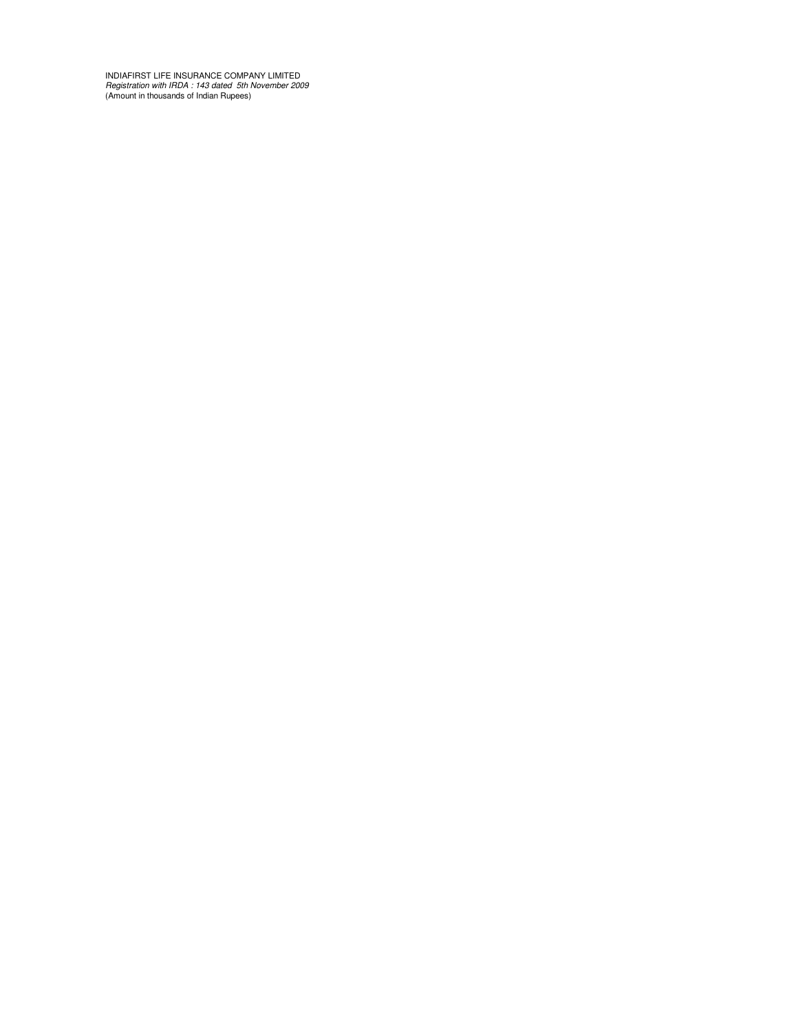INDIAFIRST LIFE INSURANCE COMPANY LIMITED

*Registration with IRDA : 143 dated 5th November 2009*

(Amount in thousands of Indian Rupees)